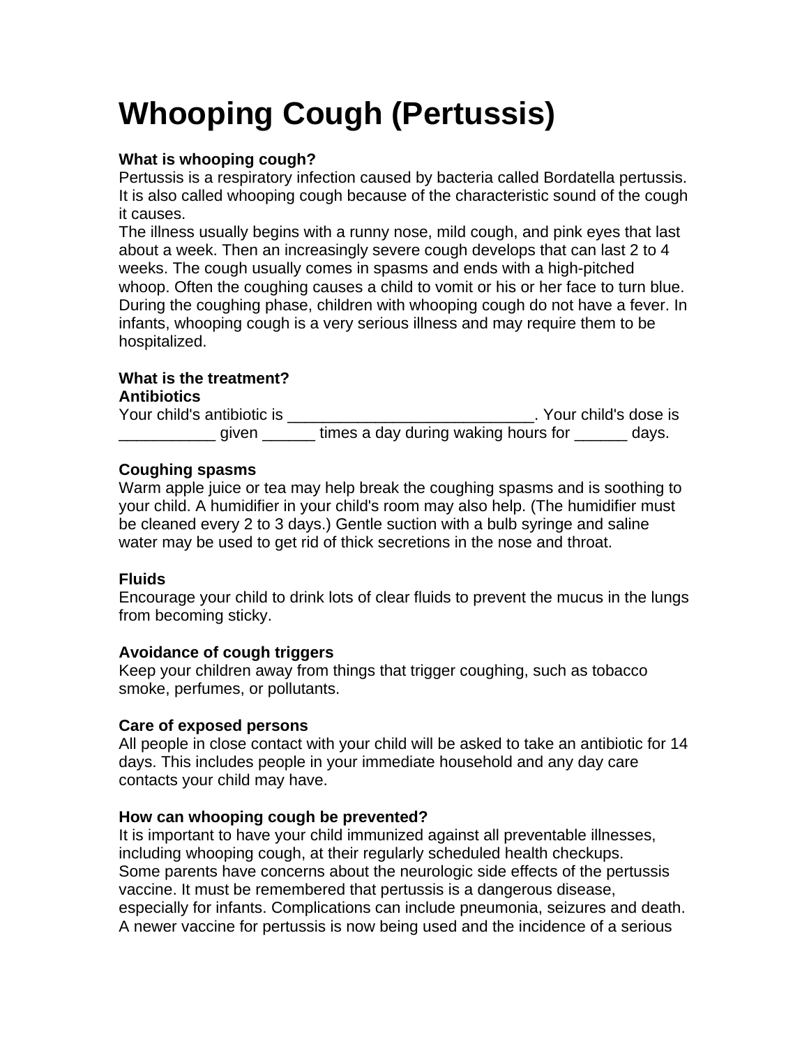# Whooping Cough (Pertussis)

**What is whooping cough?**

Pertussis is a respiratory infection caused by bacteria called Bordatella pertussis. It is also called whooping cough because of the characteristic sound of the cough it causes.

The illness usually begins with a runny nose, mild cough, and pink eyes that last about a week. Then an increasingly severe cough develops that can last 2 to 4 weeks. The cough usually comes in spasms and ends with a high-pitched whoop. Often the coughing causes a child to vomit or his or her face to turn blue. During the coughing phase, children with whooping cough do not have a fever. In infants, whooping cough is a very serious illness and may require them to be hospitalized.

**What is the treatment?**

**Antibiotics**

Your child's antibiotic is ____________________________. Your child's dose is ___________ given ______ times a day during waking hours for ______ days.

**Coughing spasms**

Warm apple juice or tea may help break the coughing spasms and is soothing to your child. A humidifier in your child's room may also help. (The humidifier must be cleaned every 2 to 3 days.) Gentle suction with a bulb syringe and saline water may be used to get rid of thick secretions in the nose and throat.

**Fluids**

Encourage your child to drink lots of clear fluids to prevent the mucus in the lungs from becoming sticky.

**Avoidance of cough triggers**

Keep your children away from things that trigger coughing, such as tobacco smoke, perfumes, or pollutants.

**Care of exposed persons**

All people in close contact with your child will be asked to take an antibiotic for 14 days. This includes people in your immediate household and any day care contacts your child may have.

**How can whooping cough be prevented?**

It is important to have your child immunized against all preventable illnesses, including whooping cough, at their regularly scheduled health checkups.

Some parents have concerns about the neurologic side effects of the pertussis vaccine. It must be remembered that pertussis is a dangerous disease, especially for infants. Complications can include pneumonia, seizures and death. A newer vaccine for pertussis is now being used and the incidence of a serious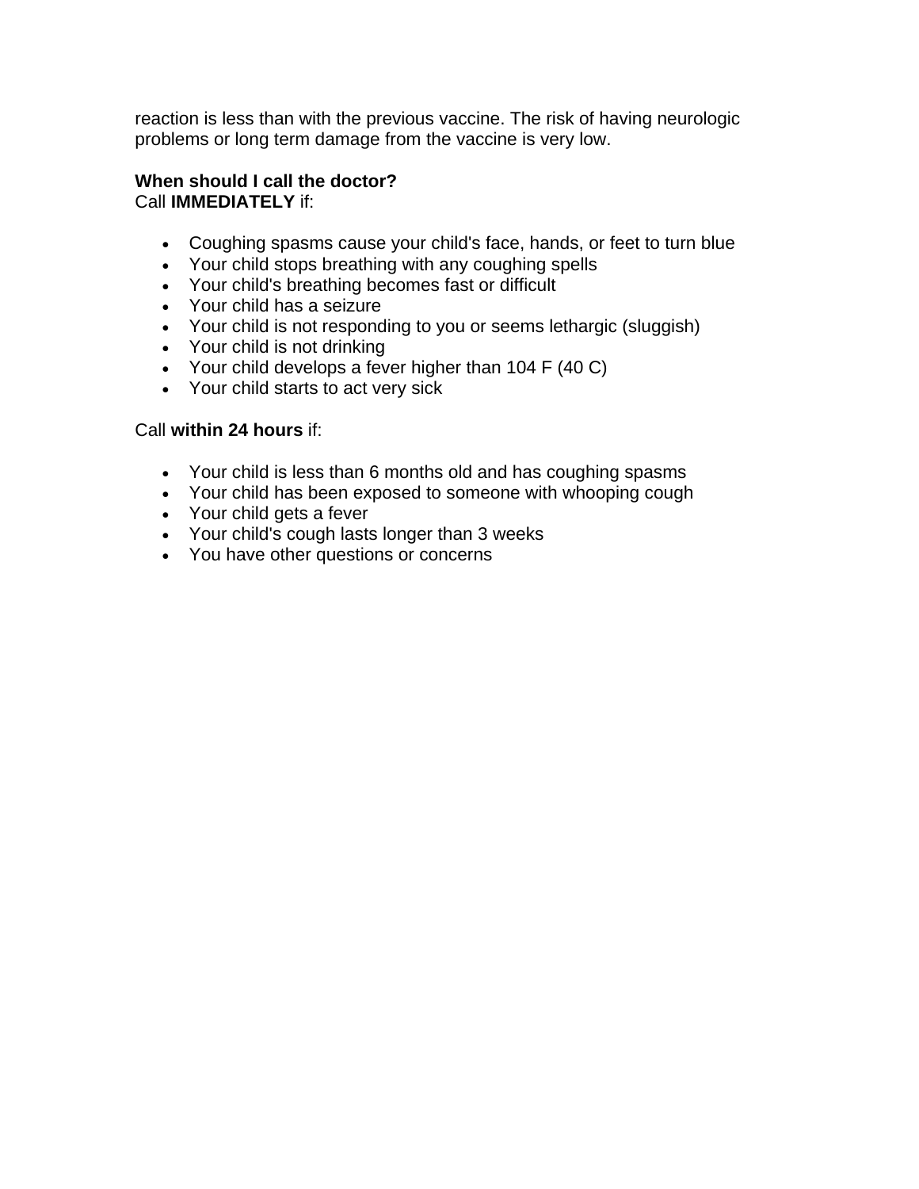reaction is less than with the previous vaccine. The risk of having neurologic problems or long term damage from the vaccine is very low.

**When should I call the doctor?**
Call **IMMEDIATELY** if:

- Coughing spasms cause your child's face, hands, or feet to turn blue
- Your child stops breathing with any coughing spells
- Your child's breathing becomes fast or difficult
- Your child has a seizure
- Your child is not responding to you or seems lethargic (sluggish)
- Your child is not drinking
- Your child develops a fever higher than 104 F (40 C)
- Your child starts to act very sick

Call **within 24 hours** if:

- Your child is less than 6 months old and has coughing spasms
- Your child has been exposed to someone with whooping cough
- Your child gets a fever
- Your child's cough lasts longer than 3 weeks
- You have other questions or concerns